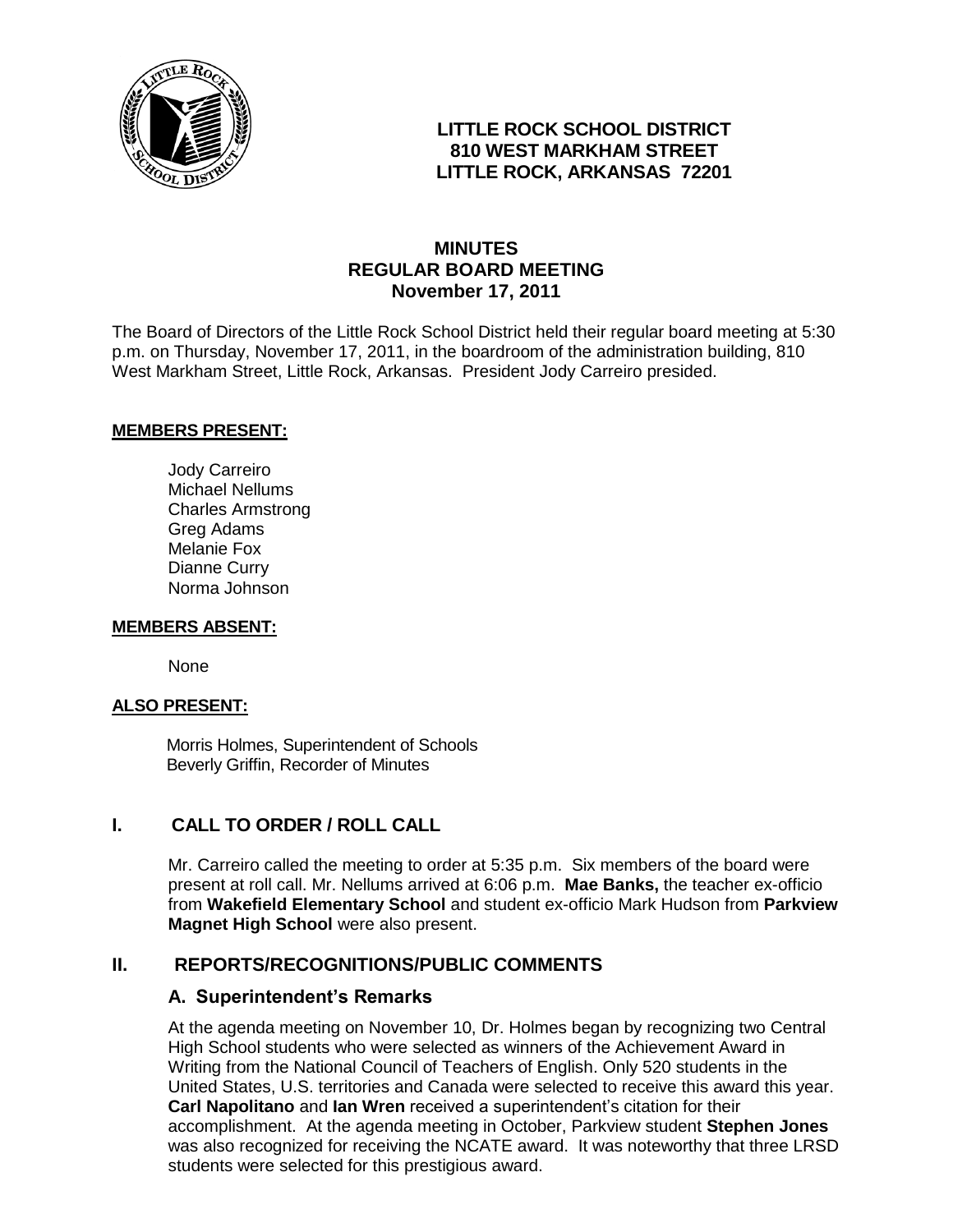**LITTLE ROCK SCHOOL DISTRICT**
**810 WEST MARKHAM STREET**
**LITTLE ROCK, ARKANSAS 72201**

# MINUTES
## REGULAR BOARD MEETING
## November 17, 2011

The Board of Directors of the Little Rock School District held their regular board meeting at 5:30 p.m. on Thursday, November 17, 2011, in the boardroom of the administration building, 810 West Markham Street, Little Rock, Arkansas. President Jody Carreiro presided.

**MEMBERS PRESENT:**

Jody Carreiro
Michael Nellums
Charles Armstrong
Greg Adams
Melanie Fox
Dianne Curry
Norma Johnson

**MEMBERS ABSENT:**

None

**ALSO PRESENT:**

Morris Holmes, Superintendent of Schools
Beverly Griffin, Recorder of Minutes

## I. CALL TO ORDER / ROLL CALL

Mr. Carreiro called the meeting to order at 5:35 p.m. Six members of the board were present at roll call. Mr. Nellums arrived at 6:06 p.m. **Mae Banks,** the teacher ex-officio from **Wakefield Elementary School** and student ex-officio Mark Hudson from **Parkview Magnet High School** were also present.

## II. REPORTS/RECOGNITIONS/PUBLIC COMMENTS

### A. Superintendent's Remarks

At the agenda meeting on November 10, Dr. Holmes began by recognizing two Central High School students who were selected as winners of the Achievement Award in Writing from the National Council of Teachers of English. Only 520 students in the United States, U.S. territories and Canada were selected to receive this award this year. **Carl Napolitano** and **Ian Wren** received a superintendent's citation for their accomplishment. At the agenda meeting in October, Parkview student **Stephen Jones** was also recognized for receiving the NCATE award. It was noteworthy that three LRSD students were selected for this prestigious award.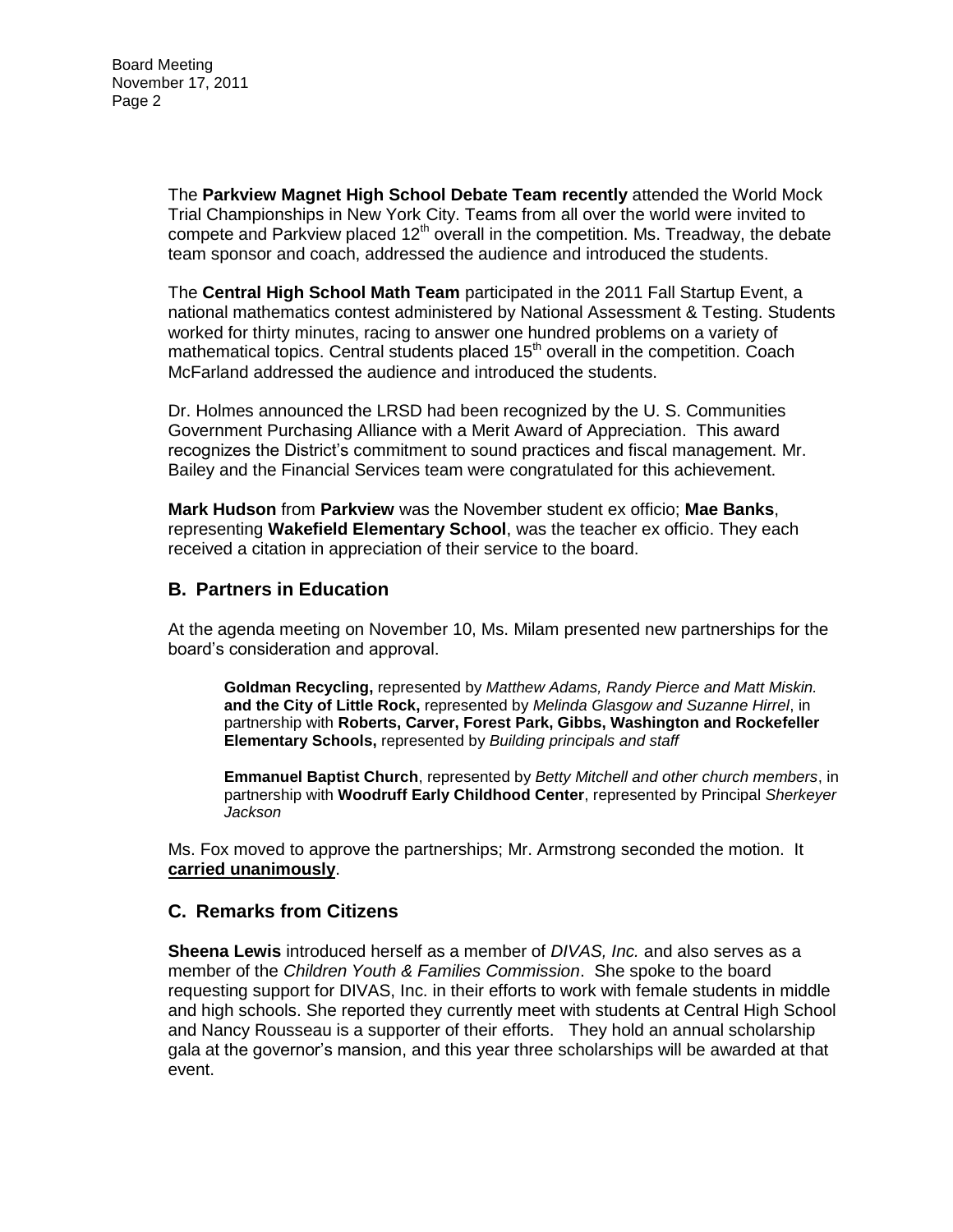The **Parkview Magnet High School Debate Team recently** attended the World Mock Trial Championships in New York City. Teams from all over the world were invited to compete and Parkview placed 12th overall in the competition. Ms. Treadway, the debate team sponsor and coach, addressed the audience and introduced the students.

The **Central High School Math Team** participated in the 2011 Fall Startup Event, a national mathematics contest administered by National Assessment & Testing. Students worked for thirty minutes, racing to answer one hundred problems on a variety of mathematical topics. Central students placed 15th overall in the competition. Coach McFarland addressed the audience and introduced the students.

Dr. Holmes announced the LRSD had been recognized by the U. S. Communities Government Purchasing Alliance with a Merit Award of Appreciation. This award recognizes the District's commitment to sound practices and fiscal management. Mr. Bailey and the Financial Services team were congratulated for this achievement.

**Mark Hudson** from **Parkview** was the November student ex officio; **Mae Banks**, representing **Wakefield Elementary School**, was the teacher ex officio. They each received a citation in appreciation of their service to the board.

## B. Partners in Education

At the agenda meeting on November 10, Ms. Milam presented new partnerships for the board's consideration and approval.

> **Goldman Recycling,** represented by *Matthew Adams, Randy Pierce and Matt Miskin.* **and the City of Little Rock,** represented by *Melinda Glasgow and Suzanne Hirrel*, in partnership with **Roberts, Carver, Forest Park, Gibbs, Washington and Rockefeller Elementary Schools,** represented by *Building principals and staff*
>
> **Emmanuel Baptist Church**, represented by *Betty Mitchell and other church members*, in partnership with **Woodruff Early Childhood Center**, represented by Principal *Sherkeyer Jackson*

Ms. Fox moved to approve the partnerships; Mr. Armstrong seconded the motion. It **carried unanimously**.

## C. Remarks from Citizens

**Sheena Lewis** introduced herself as a member of *DIVAS, Inc.* and also serves as a member of the *Children Youth & Families Commission*. She spoke to the board requesting support for DIVAS, Inc. in their efforts to work with female students in middle and high schools. She reported they currently meet with students at Central High School and Nancy Rousseau is a supporter of their efforts. They hold an annual scholarship gala at the governor's mansion, and this year three scholarships will be awarded at that event.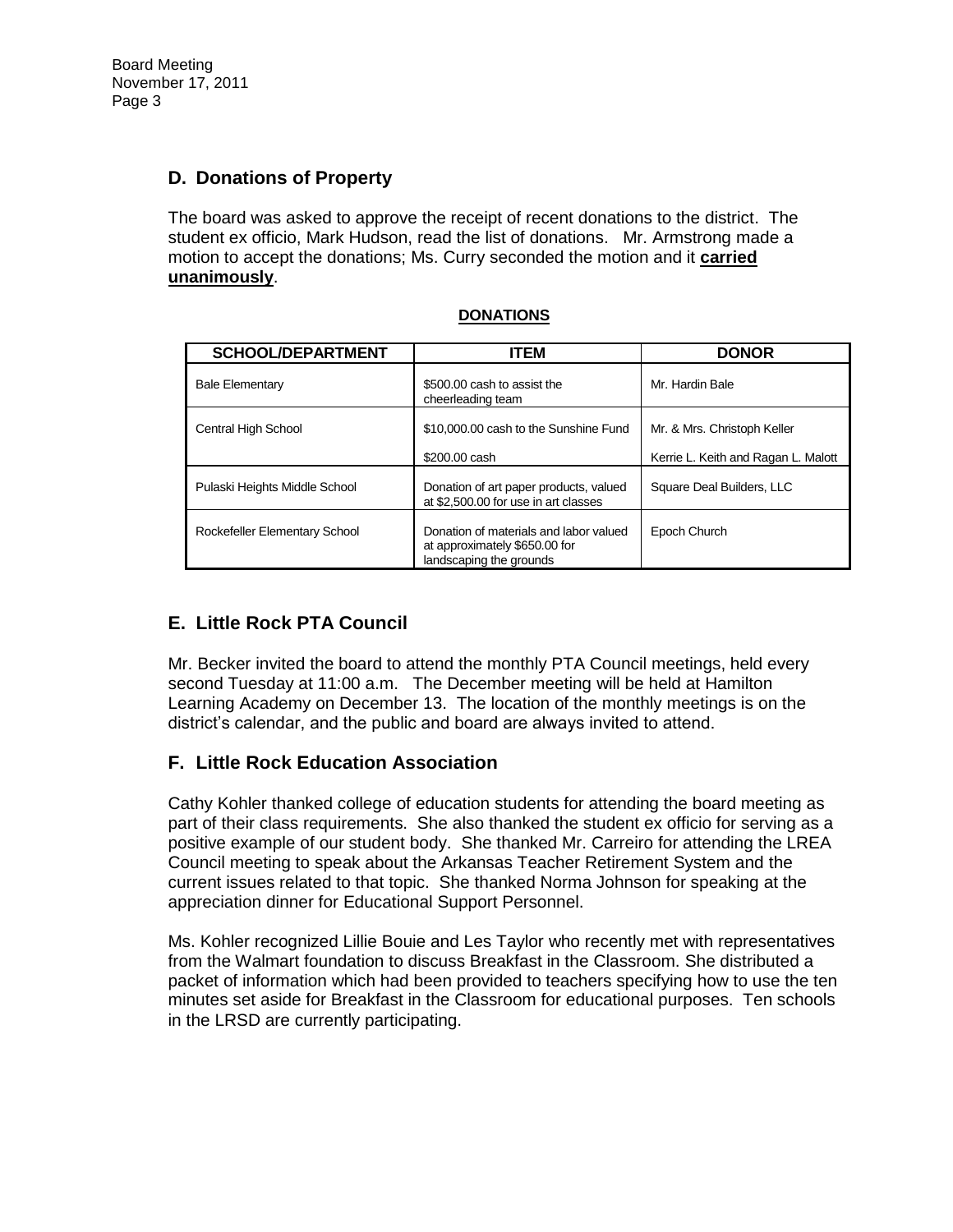## D. Donations of Property

The board was asked to approve the receipt of recent donations to the district. The student ex officio, Mark Hudson, read the list of donations. Mr. Armstrong made a motion to accept the donations; Ms. Curry seconded the motion and it **carried unanimously**.

**DONATIONS**

| SCHOOL/DEPARTMENT | ITEM | DONOR |
|---|---|---|
| Bale Elementary | $500.00 cash to assist the cheerleading team | Mr. Hardin Bale |
| Central High School | $10,000.00 cash to the Sunshine Fund | Mr. & Mrs. Christoph Keller |
| | $200.00 cash | Kerrie L. Keith and Ragan L. Malott |
| Pulaski Heights Middle School | Donation of art paper products, valued at $2,500.00 for use in art classes | Square Deal Builders, LLC |
| Rockefeller Elementary School | Donation of materials and labor valued at approximately $650.00 for landscaping the grounds | Epoch Church |

## E. Little Rock PTA Council

Mr. Becker invited the board to attend the monthly PTA Council meetings, held every second Tuesday at 11:00 a.m. The December meeting will be held at Hamilton Learning Academy on December 13. The location of the monthly meetings is on the district's calendar, and the public and board are always invited to attend.

## F. Little Rock Education Association

Cathy Kohler thanked college of education students for attending the board meeting as part of their class requirements. She also thanked the student ex officio for serving as a positive example of our student body. She thanked Mr. Carreiro for attending the LREA Council meeting to speak about the Arkansas Teacher Retirement System and the current issues related to that topic. She thanked Norma Johnson for speaking at the appreciation dinner for Educational Support Personnel.

Ms. Kohler recognized Lillie Bouie and Les Taylor who recently met with representatives from the Walmart foundation to discuss Breakfast in the Classroom. She distributed a packet of information which had been provided to teachers specifying how to use the ten minutes set aside for Breakfast in the Classroom for educational purposes. Ten schools in the LRSD are currently participating.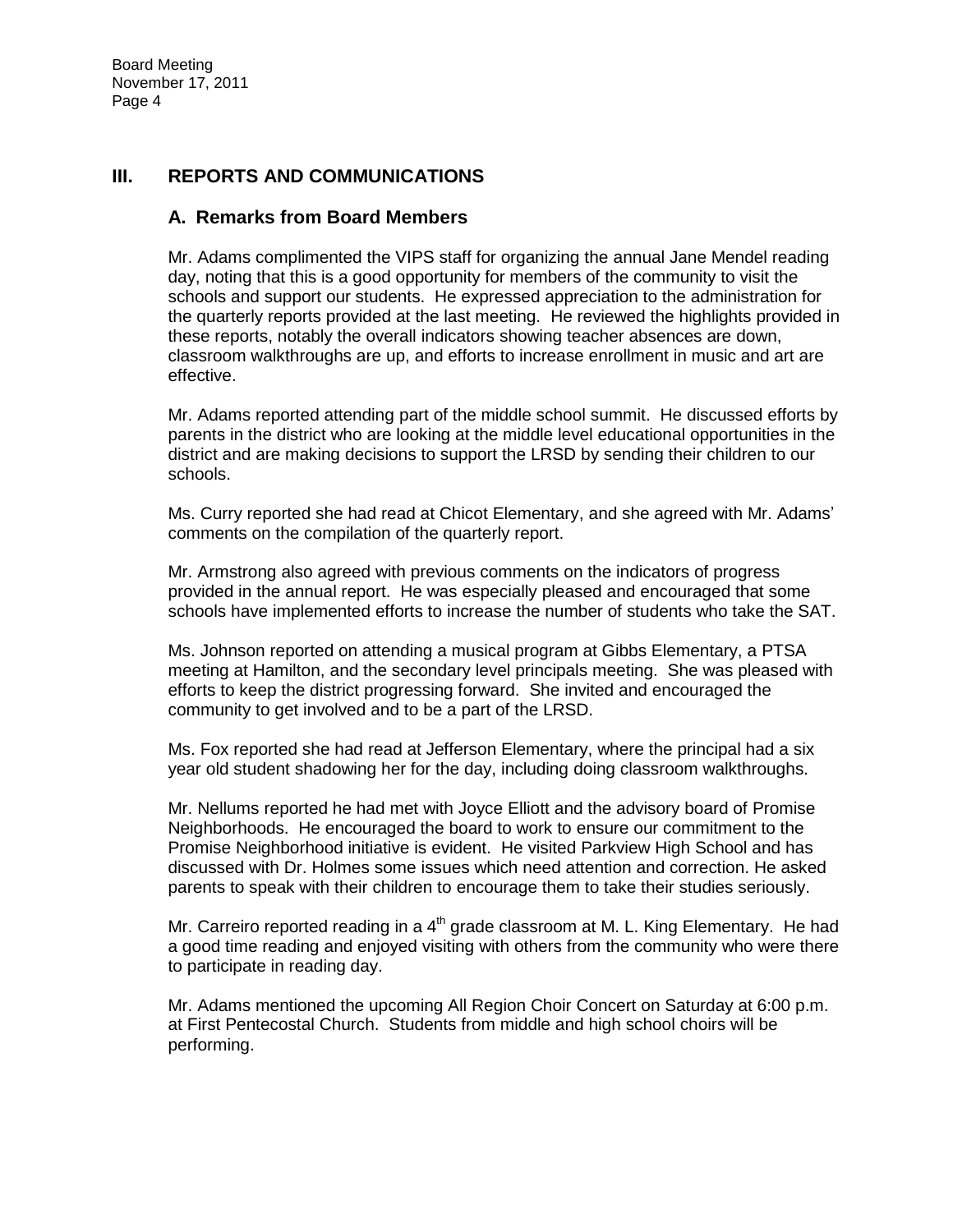## III. REPORTS AND COMMUNICATIONS

### A. Remarks from Board Members

Mr. Adams complimented the VIPS staff for organizing the annual Jane Mendel reading day, noting that this is a good opportunity for members of the community to visit the schools and support our students. He expressed appreciation to the administration for the quarterly reports provided at the last meeting. He reviewed the highlights provided in these reports, notably the overall indicators showing teacher absences are down, classroom walkthroughs are up, and efforts to increase enrollment in music and art are effective.

Mr. Adams reported attending part of the middle school summit. He discussed efforts by parents in the district who are looking at the middle level educational opportunities in the district and are making decisions to support the LRSD by sending their children to our schools.

Ms. Curry reported she had read at Chicot Elementary, and she agreed with Mr. Adams' comments on the compilation of the quarterly report.

Mr. Armstrong also agreed with previous comments on the indicators of progress provided in the annual report. He was especially pleased and encouraged that some schools have implemented efforts to increase the number of students who take the SAT.

Ms. Johnson reported on attending a musical program at Gibbs Elementary, a PTSA meeting at Hamilton, and the secondary level principals meeting. She was pleased with efforts to keep the district progressing forward. She invited and encouraged the community to get involved and to be a part of the LRSD.

Ms. Fox reported she had read at Jefferson Elementary, where the principal had a six year old student shadowing her for the day, including doing classroom walkthroughs.

Mr. Nellums reported he had met with Joyce Elliott and the advisory board of Promise Neighborhoods. He encouraged the board to work to ensure our commitment to the Promise Neighborhood initiative is evident. He visited Parkview High School and has discussed with Dr. Holmes some issues which need attention and correction. He asked parents to speak with their children to encourage them to take their studies seriously.

Mr. Carreiro reported reading in a 4th grade classroom at M. L. King Elementary. He had a good time reading and enjoyed visiting with others from the community who were there to participate in reading day.

Mr. Adams mentioned the upcoming All Region Choir Concert on Saturday at 6:00 p.m. at First Pentecostal Church. Students from middle and high school choirs will be performing.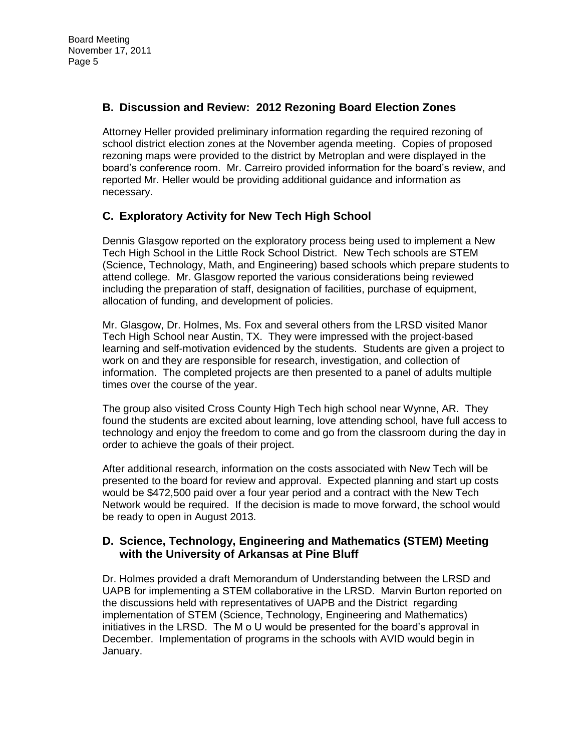## B. Discussion and Review: 2012 Rezoning Board Election Zones

Attorney Heller provided preliminary information regarding the required rezoning of school district election zones at the November agenda meeting. Copies of proposed rezoning maps were provided to the district by Metroplan and were displayed in the board's conference room. Mr. Carreiro provided information for the board's review, and reported Mr. Heller would be providing additional guidance and information as necessary.

## C. Exploratory Activity for New Tech High School

Dennis Glasgow reported on the exploratory process being used to implement a New Tech High School in the Little Rock School District. New Tech schools are STEM (Science, Technology, Math, and Engineering) based schools which prepare students to attend college. Mr. Glasgow reported the various considerations being reviewed including the preparation of staff, designation of facilities, purchase of equipment, allocation of funding, and development of policies.

Mr. Glasgow, Dr. Holmes, Ms. Fox and several others from the LRSD visited Manor Tech High School near Austin, TX. They were impressed with the project-based learning and self-motivation evidenced by the students. Students are given a project to work on and they are responsible for research, investigation, and collection of information. The completed projects are then presented to a panel of adults multiple times over the course of the year.

The group also visited Cross County High Tech high school near Wynne, AR. They found the students are excited about learning, love attending school, have full access to technology and enjoy the freedom to come and go from the classroom during the day in order to achieve the goals of their project.

After additional research, information on the costs associated with New Tech will be presented to the board for review and approval. Expected planning and start up costs would be $472,500 paid over a four year period and a contract with the New Tech Network would be required. If the decision is made to move forward, the school would be ready to open in August 2013.

## D. Science, Technology, Engineering and Mathematics (STEM) Meeting with the University of Arkansas at Pine Bluff

Dr. Holmes provided a draft Memorandum of Understanding between the LRSD and UAPB for implementing a STEM collaborative in the LRSD. Marvin Burton reported on the discussions held with representatives of UAPB and the District regarding implementation of STEM (Science, Technology, Engineering and Mathematics) initiatives in the LRSD. The M o U would be presented for the board's approval in December. Implementation of programs in the schools with AVID would begin in January.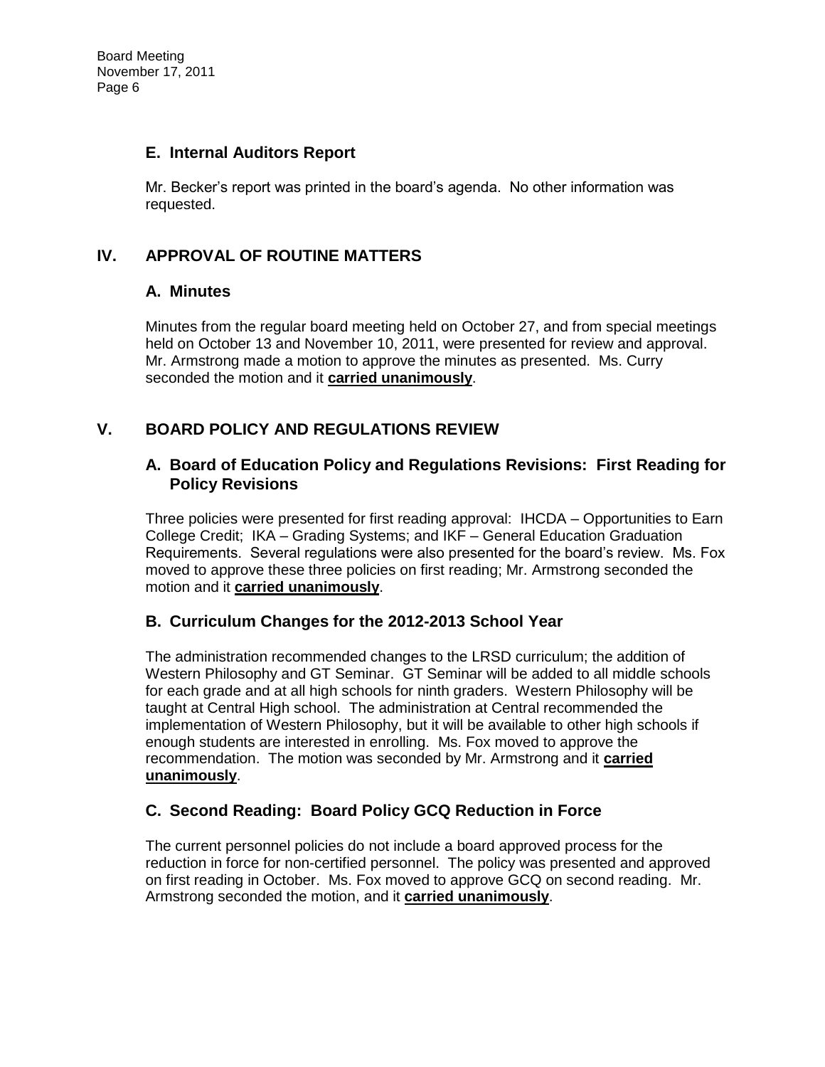### E. Internal Auditors Report

Mr. Becker's report was printed in the board's agenda. No other information was requested.

## IV. APPROVAL OF ROUTINE MATTERS

### A. Minutes

Minutes from the regular board meeting held on October 27, and from special meetings held on October 13 and November 10, 2011, were presented for review and approval. Mr. Armstrong made a motion to approve the minutes as presented. Ms. Curry seconded the motion and it **carried unanimously**.

## V. BOARD POLICY AND REGULATIONS REVIEW

### A. Board of Education Policy and Regulations Revisions: First Reading for Policy Revisions

Three policies were presented for first reading approval: IHCDA – Opportunities to Earn College Credit; IKA – Grading Systems; and IKF – General Education Graduation Requirements. Several regulations were also presented for the board's review. Ms. Fox moved to approve these three policies on first reading; Mr. Armstrong seconded the motion and it **carried unanimously**.

### B. Curriculum Changes for the 2012-2013 School Year

The administration recommended changes to the LRSD curriculum; the addition of Western Philosophy and GT Seminar. GT Seminar will be added to all middle schools for each grade and at all high schools for ninth graders. Western Philosophy will be taught at Central High school. The administration at Central recommended the implementation of Western Philosophy, but it will be available to other high schools if enough students are interested in enrolling. Ms. Fox moved to approve the recommendation. The motion was seconded by Mr. Armstrong and it **carried unanimously**.

### C. Second Reading: Board Policy GCQ Reduction in Force

The current personnel policies do not include a board approved process for the reduction in force for non-certified personnel. The policy was presented and approved on first reading in October. Ms. Fox moved to approve GCQ on second reading. Mr. Armstrong seconded the motion, and it **carried unanimously**.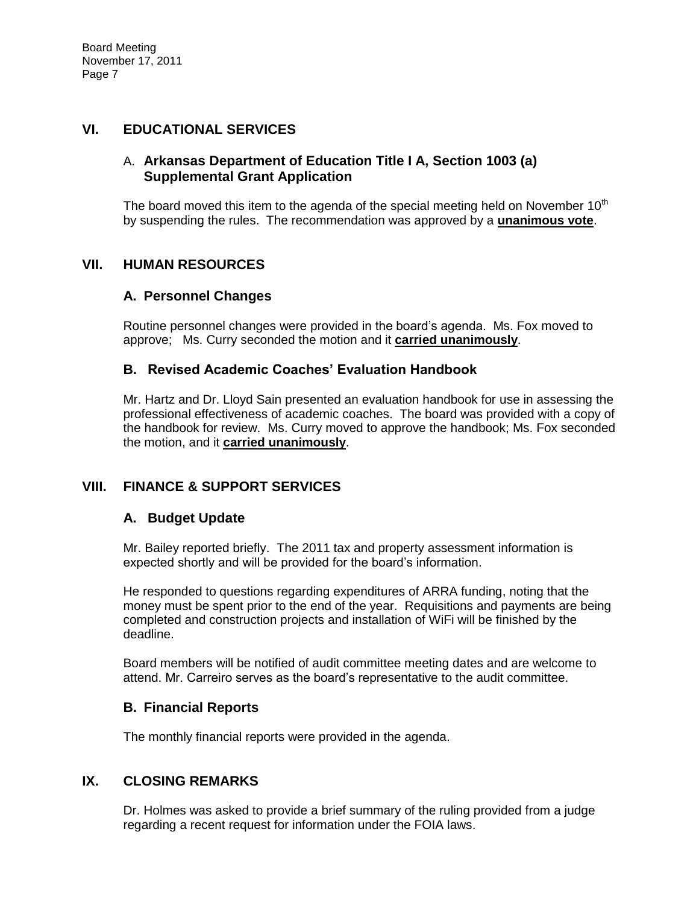## VI. EDUCATIONAL SERVICES

### A. Arkansas Department of Education Title I A, Section 1003 (a) Supplemental Grant Application

The board moved this item to the agenda of the special meeting held on November 10th by suspending the rules. The recommendation was approved by a **unanimous vote**.

## VII. HUMAN RESOURCES

### A. Personnel Changes

Routine personnel changes were provided in the board's agenda. Ms. Fox moved to approve; Ms. Curry seconded the motion and it **carried unanimously**.

### B. Revised Academic Coaches' Evaluation Handbook

Mr. Hartz and Dr. Lloyd Sain presented an evaluation handbook for use in assessing the professional effectiveness of academic coaches. The board was provided with a copy of the handbook for review. Ms. Curry moved to approve the handbook; Ms. Fox seconded the motion, and it **carried unanimously**.

## VIII. FINANCE & SUPPORT SERVICES

### A. Budget Update

Mr. Bailey reported briefly. The 2011 tax and property assessment information is expected shortly and will be provided for the board's information.

He responded to questions regarding expenditures of ARRA funding, noting that the money must be spent prior to the end of the year. Requisitions and payments are being completed and construction projects and installation of WiFi will be finished by the deadline.

Board members will be notified of audit committee meeting dates and are welcome to attend. Mr. Carreiro serves as the board's representative to the audit committee.

### B. Financial Reports

The monthly financial reports were provided in the agenda.

## IX. CLOSING REMARKS

Dr. Holmes was asked to provide a brief summary of the ruling provided from a judge regarding a recent request for information under the FOIA laws.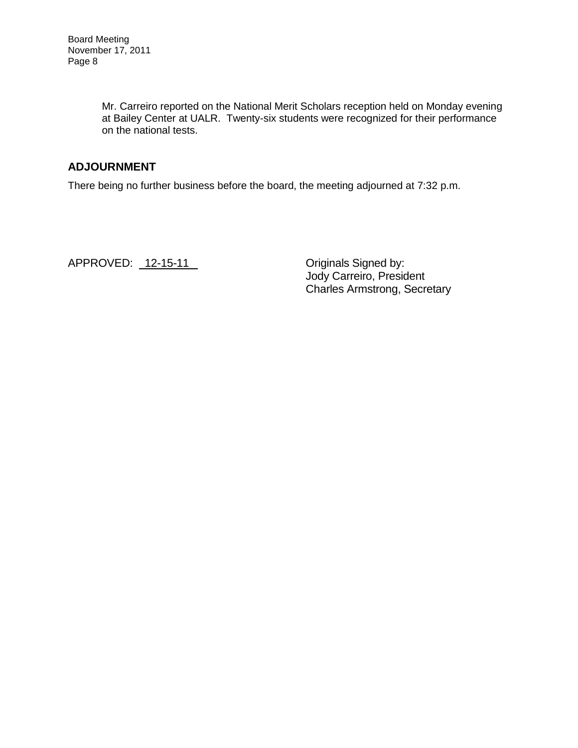Mr. Carreiro reported on the National Merit Scholars reception held on Monday evening at Bailey Center at UALR. Twenty-six students were recognized for their performance on the national tests.

## ADJOURNMENT

There being no further business before the board, the meeting adjourned at 7:32 p.m.

APPROVED: 12-15-11

Originals Signed by:
Jody Carreiro, President
Charles Armstrong, Secretary